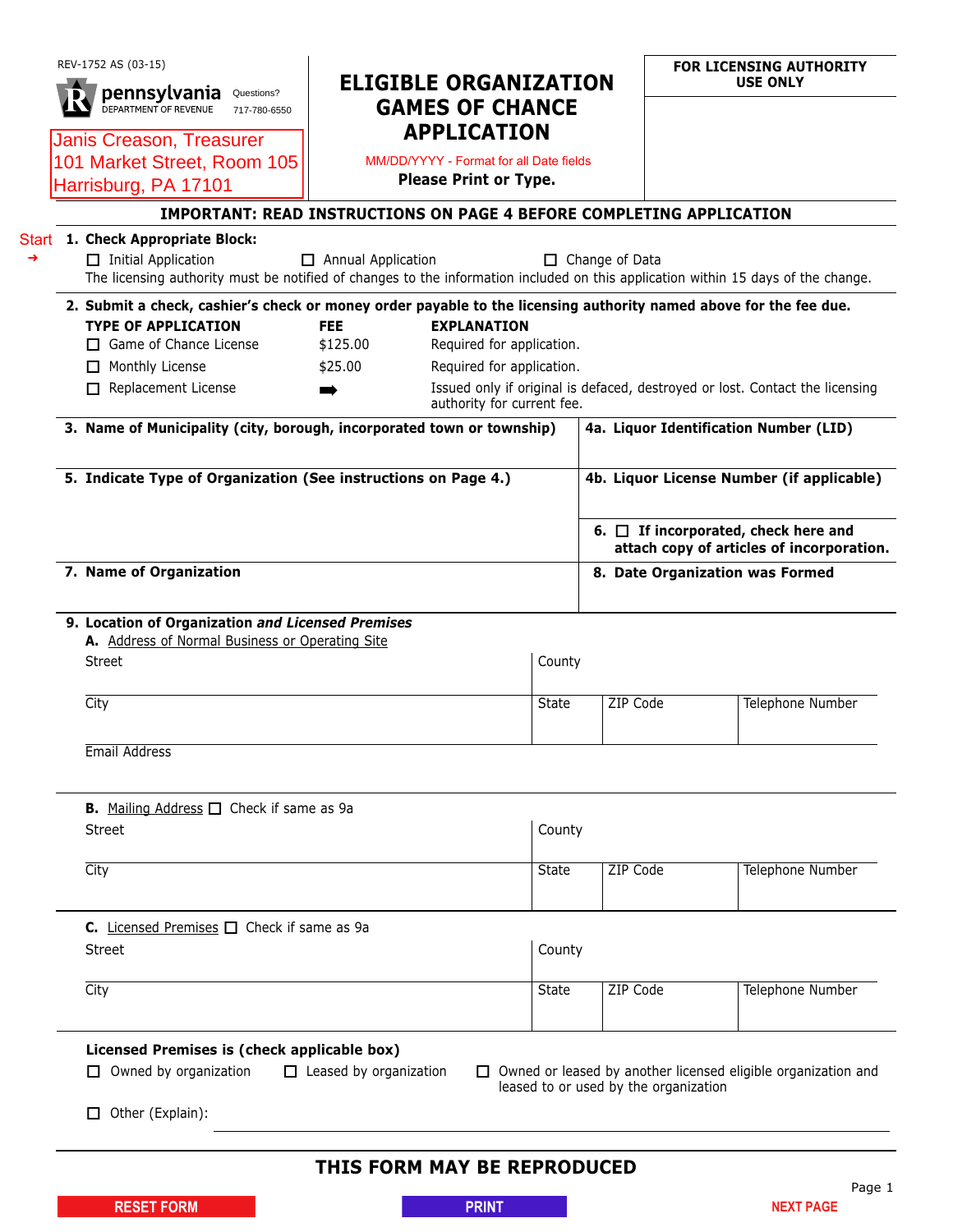REV-1752 AS (03-15)

pennsylvania
DEPARTMENT OF REVENUE

Questions? 717-780-6550

Janis Creason, Treasurer
101 Market Street, Room 105
Harrisburg, PA 17101

# ELIGIBLE ORGANIZATION GAMES OF CHANCE APPLICATION

MM/DD/YYYY - Format for all Date fields

**Please Print or Type.**

**FOR LICENSING AUTHORITY USE ONLY**

**IMPORTANT: READ INSTRUCTIONS ON PAGE 4 BEFORE COMPLETING APPLICATION**

Start ➔

**1. Check Appropriate Block:**

☐ Initial Application ☐ Annual Application ☐ Change of Data

The licensing authority must be notified of changes to the information included on this application within 15 days of the change.

**2. Submit a check, cashier's check or money order payable to the licensing authority named above for the fee due.**

| TYPE OF APPLICATION | FEE | EXPLANATION |
|---|---|---|
| ☐ Game of Chance License | $125.00 | Required for application. |
| ☐ Monthly License | $25.00 | Required for application. |
| ☐ Replacement License | ➡ | Issued only if original is defaced, destroyed or lost. Contact the licensing authority for current fee. |

**3. Name of Municipality (city, borough, incorporated town or township)**

**4a. Liquor Identification Number (LID)**

**5. Indicate Type of Organization (See instructions on Page 4.)**

**4b. Liquor License Number (if applicable)**

**6.** ☐ **If incorporated, check here and attach copy of articles of incorporation.**

**7. Name of Organization**

**8. Date Organization was Formed**

**9. Location of Organization *and Licensed Premises***

**A.** Address of Normal Business or Operating Site

Street | County

City | State | ZIP Code | Telephone Number

Email Address

**B.** Mailing Address ☐ Check if same as 9a

Street | County

City | State | ZIP Code | Telephone Number

**C.** Licensed Premises ☐ Check if same as 9a

Street | County

City | State | ZIP Code | Telephone Number

**Licensed Premises is (check applicable box)**

☐ Owned by organization ☐ Leased by organization ☐ Owned or leased by another licensed eligible organization and leased to or used by the organization

☐ Other (Explain):

**THIS FORM MAY BE REPRODUCED**

RESET FORM | PRINT | NEXT PAGE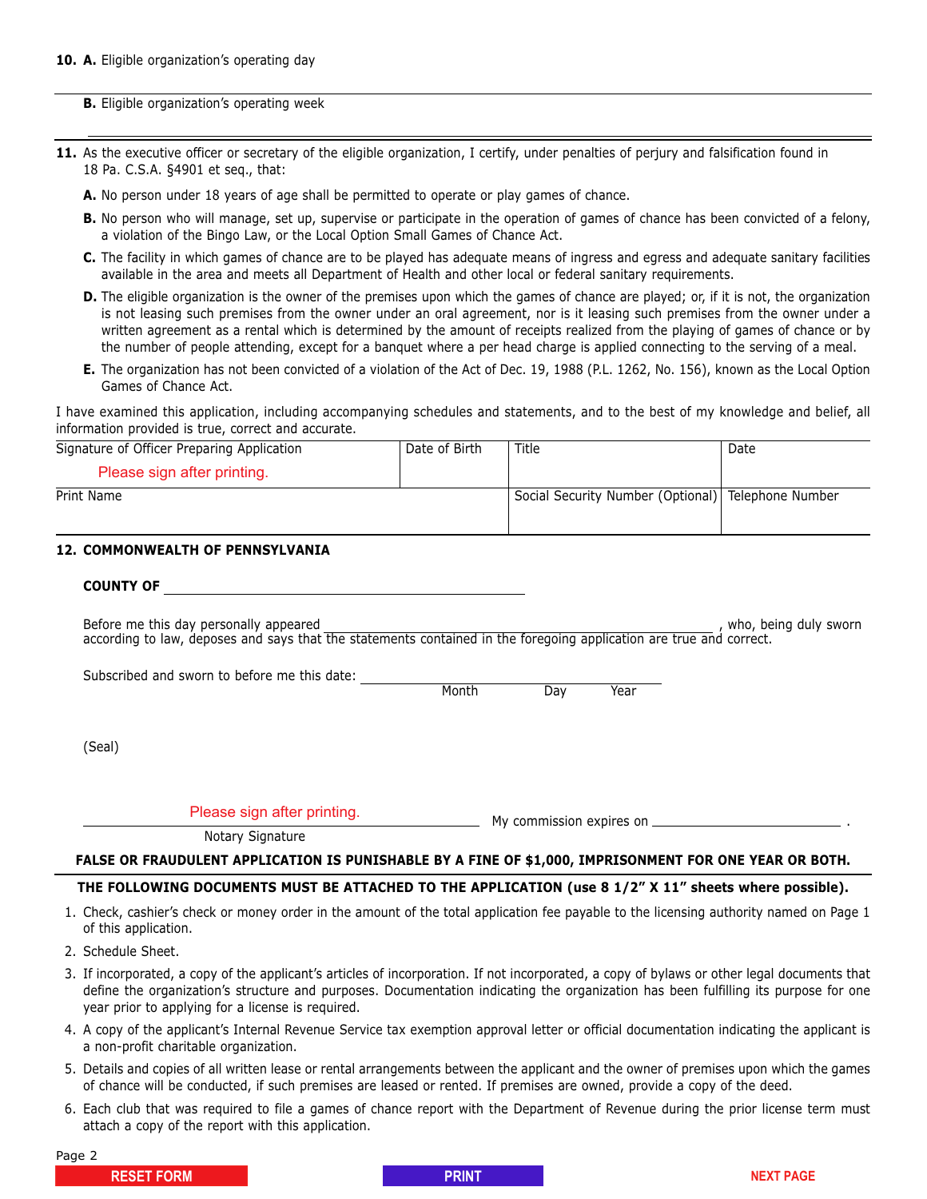**10. A.** Eligible organization's operating day

**B.** Eligible organization's operating week

**11.** As the executive officer or secretary of the eligible organization, I certify, under penalties of perjury and falsification found in 18 Pa. C.S.A. §4901 et seq., that:

**A.** No person under 18 years of age shall be permitted to operate or play games of chance.

**B.** No person who will manage, set up, supervise or participate in the operation of games of chance has been convicted of a felony, a violation of the Bingo Law, or the Local Option Small Games of Chance Act.

**C.** The facility in which games of chance are to be played has adequate means of ingress and egress and adequate sanitary facilities available in the area and meets all Department of Health and other local or federal sanitary requirements.

**D.** The eligible organization is the owner of the premises upon which the games of chance are played; or, if it is not, the organization is not leasing such premises from the owner under an oral agreement, nor is it leasing such premises from the owner under a written agreement as a rental which is determined by the amount of receipts realized from the playing of games of chance or by the number of people attending, except for a banquet where a per head charge is applied connecting to the serving of a meal.

**E.** The organization has not been convicted of a violation of the Act of Dec. 19, 1988 (P.L. 1262, No. 156), known as the Local Option Games of Chance Act.

I have examined this application, including accompanying schedules and statements, and to the best of my knowledge and belief, all information provided is true, correct and accurate.

| Signature of Officer Preparing Application | Date of Birth | Title | Date |
|---|---|---|---|
| Please sign after printing. | | | |
| **Print Name** | | **Social Security Number (Optional)** | **Telephone Number** |
| | | | |

**12. COMMONWEALTH OF PENNSYLVANIA**

**COUNTY OF** ______________________________

Before me this day personally appeared ______________________________ , who, being duly sworn according to law, deposes and says that the statements contained in the foregoing application are true and correct.

Subscribed and sworn to before me this date: ______________________________
Month Day Year

(Seal)

Please sign after printing.
______________________________ My commission expires on ______________________ .
Notary Signature

**FALSE OR FRAUDULENT APPLICATION IS PUNISHABLE BY A FINE OF $1,000, IMPRISONMENT FOR ONE YEAR OR BOTH.**

**THE FOLLOWING DOCUMENTS MUST BE ATTACHED TO THE APPLICATION (use 8 1/2" X 11" sheets where possible).**

1. Check, cashier's check or money order in the amount of the total application fee payable to the licensing authority named on Page 1 of this application.
2. Schedule Sheet.
3. If incorporated, a copy of the applicant's articles of incorporation. If not incorporated, a copy of bylaws or other legal documents that define the organization's structure and purposes. Documentation indicating the organization has been fulfilling its purpose for one year prior to applying for a license is required.
4. A copy of the applicant's Internal Revenue Service tax exemption approval letter or official documentation indicating the applicant is a non-profit charitable organization.
5. Details and copies of all written lease or rental arrangements between the applicant and the owner of premises upon which the games of chance will be conducted, if such premises are leased or rented. If premises are owned, provide a copy of the deed.
6. Each club that was required to file a games of chance report with the Department of Revenue during the prior license term must attach a copy of the report with this application.

RESET FORM PRINT NEXT PAGE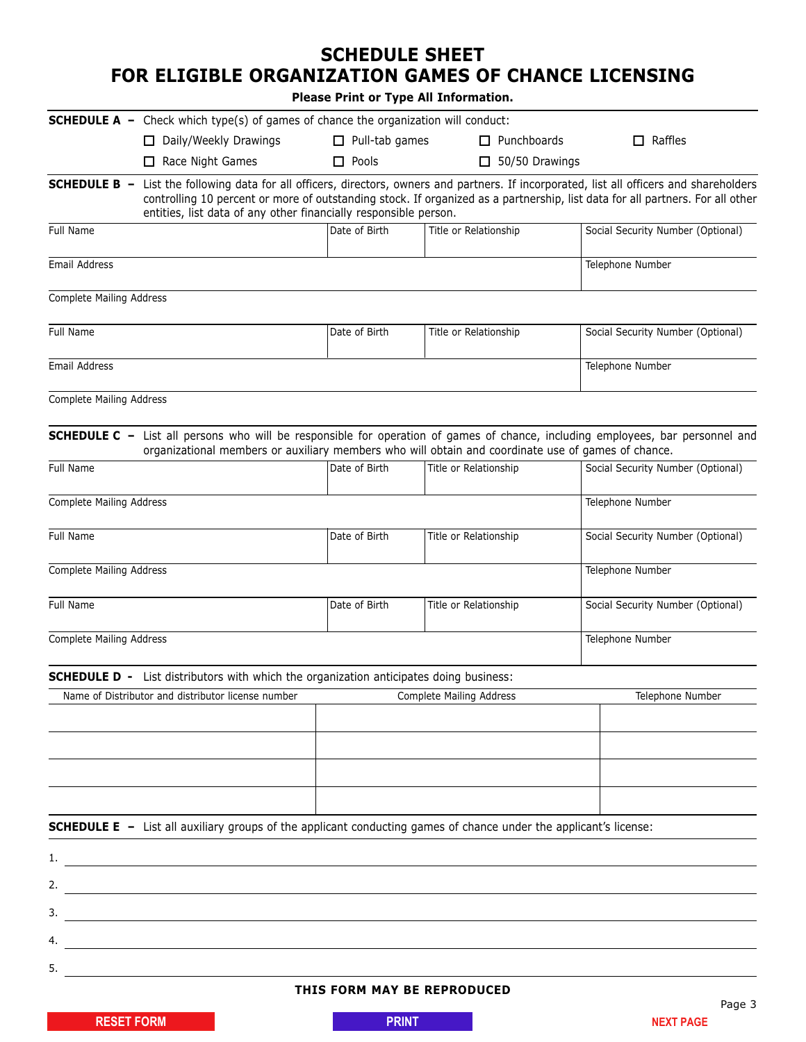# SCHEDULE SHEET
# FOR ELIGIBLE ORGANIZATION GAMES OF CHANCE LICENSING

**Please Print or Type All Information.**

**SCHEDULE A –** Check which type(s) of games of chance the organization will conduct:

- ☐ Daily/Weekly Drawings
- ☐ Pull-tab games
- ☐ Punchboards
- ☐ Raffles
- ☐ Race Night Games
- ☐ Pools
- ☐ 50/50 Drawings

**SCHEDULE B –** List the following data for all officers, directors, owners and partners. If incorporated, list all officers and shareholders controlling 10 percent or more of outstanding stock. If organized as a partnership, list data for all partners. For all other entities, list data of any other financially responsible person.

| Full Name | Date of Birth | Title or Relationship | Social Security Number (Optional) |
|---|---|---|---|
| | | | |

| Email Address | Telephone Number |
|---|---|
| | |

Complete Mailing Address

| Full Name | Date of Birth | Title or Relationship | Social Security Number (Optional) |
|---|---|---|---|
| | | | |

| Email Address | Telephone Number |
|---|---|
| | |

Complete Mailing Address

**SCHEDULE C –** List all persons who will be responsible for operation of games of chance, including employees, bar personnel and organizational members or auxiliary members who will obtain and coordinate use of games of chance.

| Full Name | Date of Birth | Title or Relationship | Social Security Number (Optional) |
|---|---|---|---|
| | | | |

| Complete Mailing Address | Telephone Number |
|---|---|
| | |

| Full Name | Date of Birth | Title or Relationship | Social Security Number (Optional) |
|---|---|---|---|
| | | | |

| Complete Mailing Address | Telephone Number |
|---|---|
| | |

| Full Name | Date of Birth | Title or Relationship | Social Security Number (Optional) |
|---|---|---|---|
| | | | |

| Complete Mailing Address | Telephone Number |
|---|---|
| | |

**SCHEDULE D -** List distributors with which the organization anticipates doing business:

| Name of Distributor and distributor license number | Complete Mailing Address | Telephone Number |
|---|---|---|
| | | |
| | | |
| | | |
| | | |

**SCHEDULE E –** List all auxiliary groups of the applicant conducting games of chance under the applicant's license:

1. ______________________________
2. ______________________________
3. ______________________________
4. ______________________________
5. ______________________________

**THIS FORM MAY BE REPRODUCED**

RESET FORM | PRINT | NEXT PAGE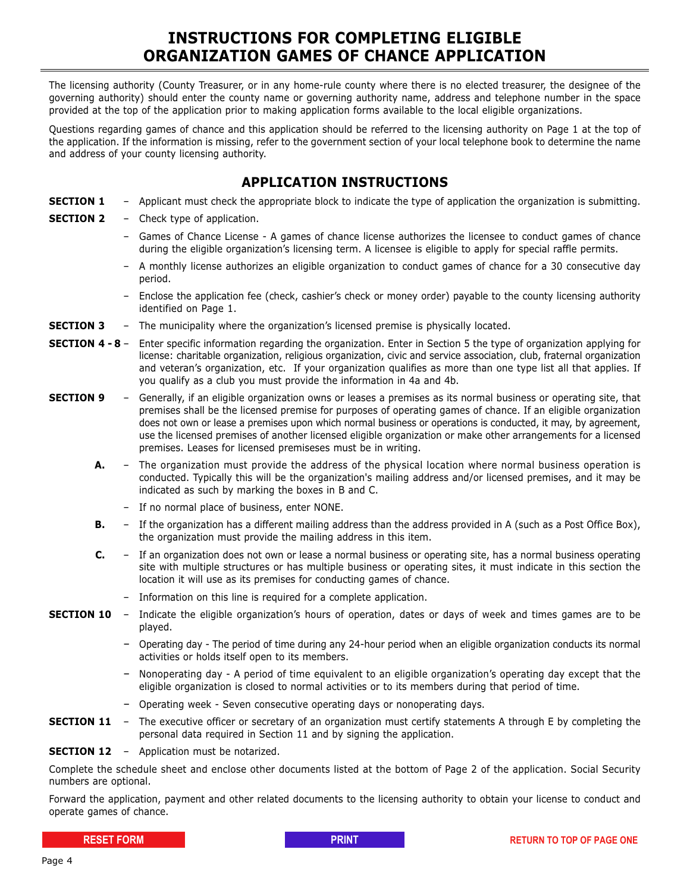# INSTRUCTIONS FOR COMPLETING ELIGIBLE ORGANIZATION GAMES OF CHANCE APPLICATION

The licensing authority (County Treasurer, or in any home-rule county where there is no elected treasurer, the designee of the governing authority) should enter the county name or governing authority name, address and telephone number in the space provided at the top of the application prior to making application forms available to the local eligible organizations.

Questions regarding games of chance and this application should be referred to the licensing authority on Page 1 at the top of the application. If the information is missing, refer to the government section of your local telephone book to determine the name and address of your county licensing authority.

## APPLICATION INSTRUCTIONS

**SECTION 1** – Applicant must check the appropriate block to indicate the type of application the organization is submitting.

**SECTION 2** – Check type of application.

- Games of Chance License - A games of chance license authorizes the licensee to conduct games of chance during the eligible organization's licensing term. A licensee is eligible to apply for special raffle permits.
- A monthly license authorizes an eligible organization to conduct games of chance for a 30 consecutive day period.
- Enclose the application fee (check, cashier's check or money order) payable to the county licensing authority identified on Page 1.

**SECTION 3** – The municipality where the organization's licensed premise is physically located.

**SECTION 4 - 8** – Enter specific information regarding the organization. Enter in Section 5 the type of organization applying for license: charitable organization, religious organization, civic and service association, club, fraternal organization and veteran's organization, etc. If your organization qualifies as more than one type list all that applies. If you qualify as a club you must provide the information in 4a and 4b.

**SECTION 9** – Generally, if an eligible organization owns or leases a premises as its normal business or operating site, that premises shall be the licensed premise for purposes of operating games of chance. If an eligible organization does not own or lease a premises upon which normal business or operations is conducted, it may, by agreement, use the licensed premises of another licensed eligible organization or make other arrangements for a licensed premises. Leases for licensed premiseses must be in writing.

**A.** – The organization must provide the address of the physical location where normal business operation is conducted. Typically this will be the organization's mailing address and/or licensed premises, and it may be indicated as such by marking the boxes in B and C.

- If no normal place of business, enter NONE.

**B.** – If the organization has a different mailing address than the address provided in A (such as a Post Office Box), the organization must provide the mailing address in this item.

**C.** – If an organization does not own or lease a normal business or operating site, has a normal business operating site with multiple structures or has multiple business or operating sites, it must indicate in this section the location it will use as its premises for conducting games of chance.

- Information on this line is required for a complete application.

**SECTION 10** – Indicate the eligible organization's hours of operation, dates or days of week and times games are to be played.

- Operating day - The period of time during any 24-hour period when an eligible organization conducts its normal activities or holds itself open to its members.
- Nonoperating day - A period of time equivalent to an eligible organization's operating day except that the eligible organization is closed to normal activities or to its members during that period of time.
- Operating week - Seven consecutive operating days or nonoperating days.

**SECTION 11** – The executive officer or secretary of an organization must certify statements A through E by completing the personal data required in Section 11 and by signing the application.

**SECTION 12** – Application must be notarized.

Complete the schedule sheet and enclose other documents listed at the bottom of Page 2 of the application. Social Security numbers are optional.

Forward the application, payment and other related documents to the licensing authority to obtain your license to conduct and operate games of chance.

RESET FORM | PRINT | RETURN TO TOP OF PAGE ONE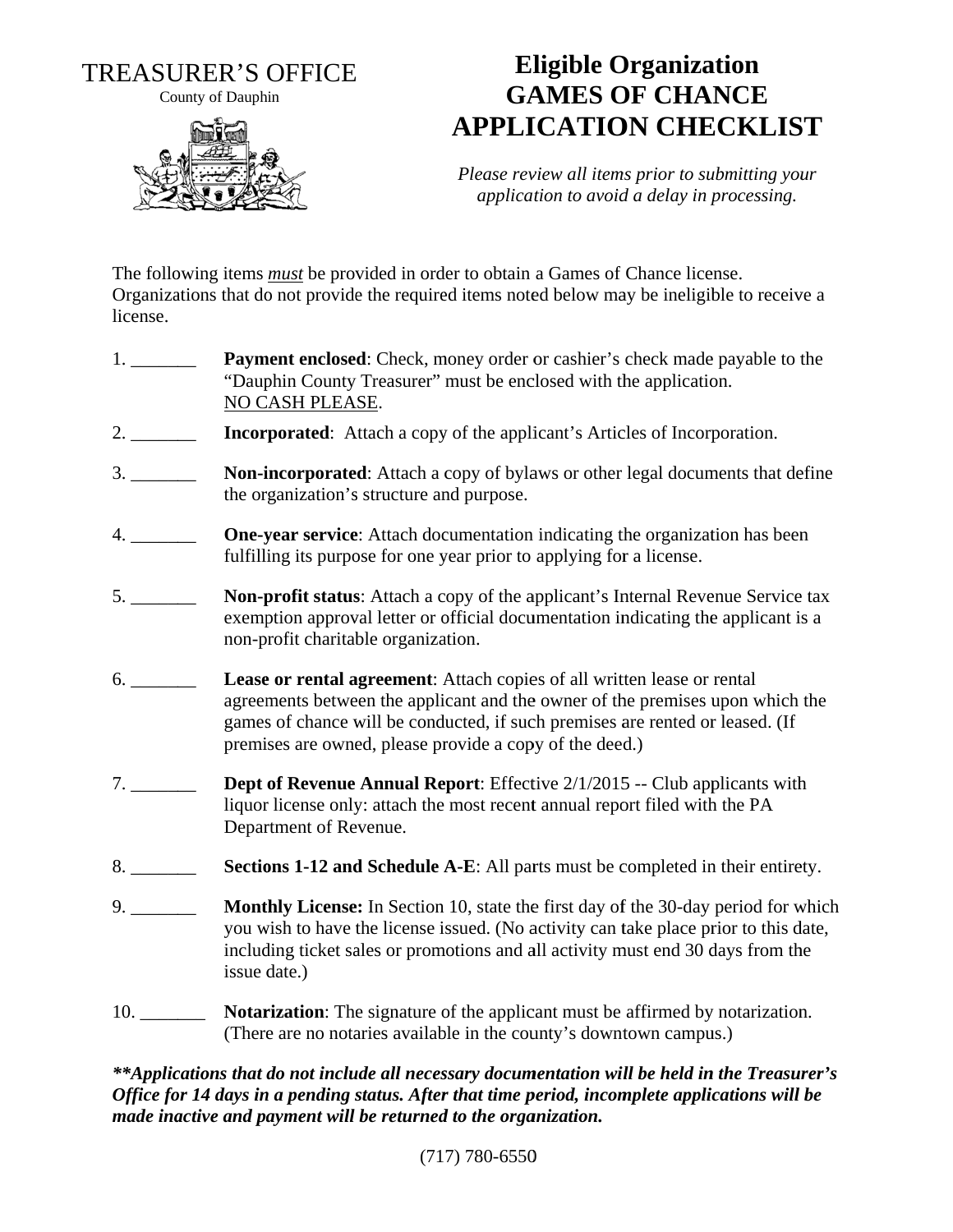TREASURER'S OFFICE

County of Dauphin

# Eligible Organization GAMES OF CHANCE APPLICATION CHECKLIST

*Please review all items prior to submitting your application to avoid a delay in processing.*

The following items *must* be provided in order to obtain a Games of Chance license. Organizations that do not provide the required items noted below may be ineligible to receive a license.

1. _______ **Payment enclosed**: Check, money order or cashier's check made payable to the "Dauphin County Treasurer" must be enclosed with the application. NO CASH PLEASE.

2. _______ **Incorporated**: Attach a copy of the applicant's Articles of Incorporation.

3. _______ **Non-incorporated**: Attach a copy of bylaws or other legal documents that define the organization's structure and purpose.

4. _______ **One-year service**: Attach documentation indicating the organization has been fulfilling its purpose for one year prior to applying for a license.

5. _______ **Non-profit status**: Attach a copy of the applicant's Internal Revenue Service tax exemption approval letter or official documentation indicating the applicant is a non-profit charitable organization.

6. _______ **Lease or rental agreement**: Attach copies of all written lease or rental agreements between the applicant and the owner of the premises upon which the games of chance will be conducted, if such premises are rented or leased. (If premises are owned, please provide a copy of the deed.)

7. _______ **Dept of Revenue Annual Report**: Effective 2/1/2015 -- Club applicants with liquor license only: attach the most recent annual report filed with the PA Department of Revenue.

8. _______ **Sections 1-12 and Schedule A-E**: All parts must be completed in their entirety.

9. _______ **Monthly License:** In Section 10, state the first day of the 30-day period for which you wish to have the license issued. (No activity can take place prior to this date, including ticket sales or promotions and all activity must end 30 days from the issue date.)

10. _______ **Notarization**: The signature of the applicant must be affirmed by notarization. (There are no notaries available in the county's downtown campus.)

***\*\*Applications that do not include all necessary documentation will be held in the Treasurer's Office for 14 days in a pending status. After that time period, incomplete applications will be made inactive and payment will be returned to the organization.***

(717) 780-6550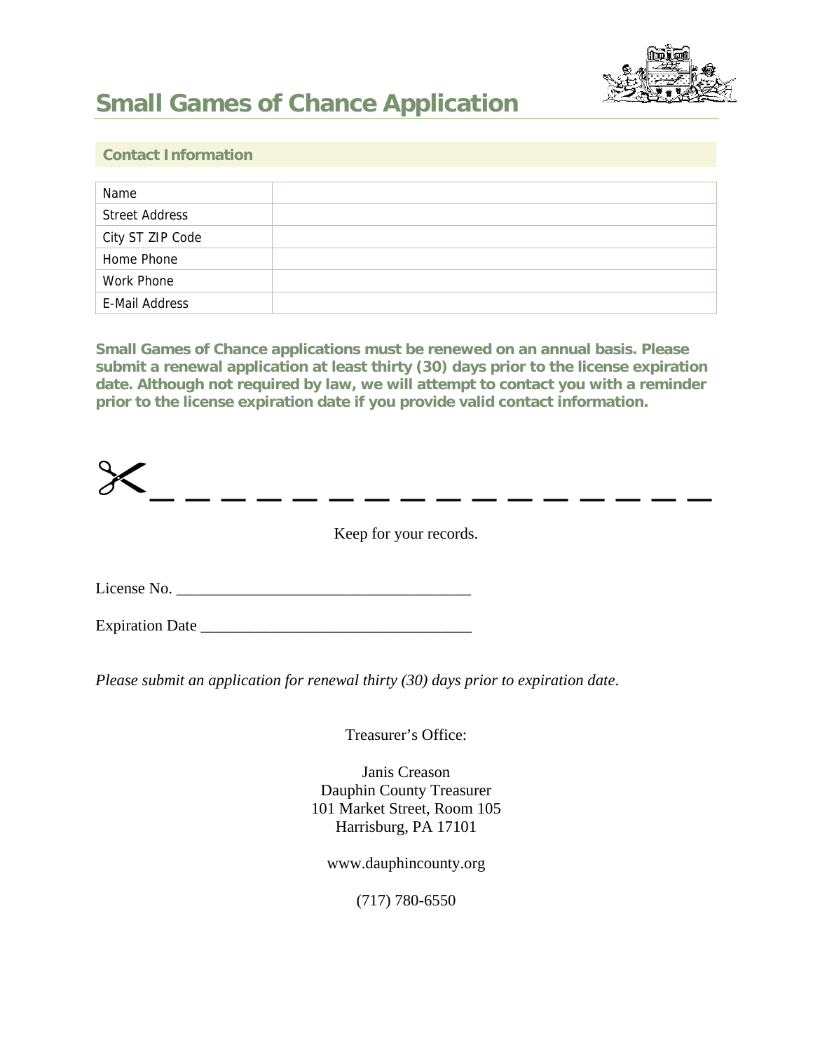# Small Games of Chance Application

## Contact Information

| Name | |
|---|---|
| Street Address | |
| City ST ZIP Code | |
| Home Phone | |
| Work Phone | |
| E-Mail Address | |

**Small Games of Chance applications must be renewed on an annual basis. Please submit a renewal application at least thirty (30) days prior to the license expiration date. Although not required by law, we will attempt to contact you with a reminder prior to the license expiration date if you provide valid contact information.**

✂ _ _ _ _ _ _ _ _ _ _ _ _ _ _ _ _ _

Keep for your records.

License No. _____________________________________

Expiration Date __________________________________

*Please submit an application for renewal thirty (30) days prior to expiration date.*

Treasurer's Office:

Janis Creason
Dauphin County Treasurer
101 Market Street, Room 105
Harrisburg, PA 17101

www.dauphincounty.org

(717) 780-6550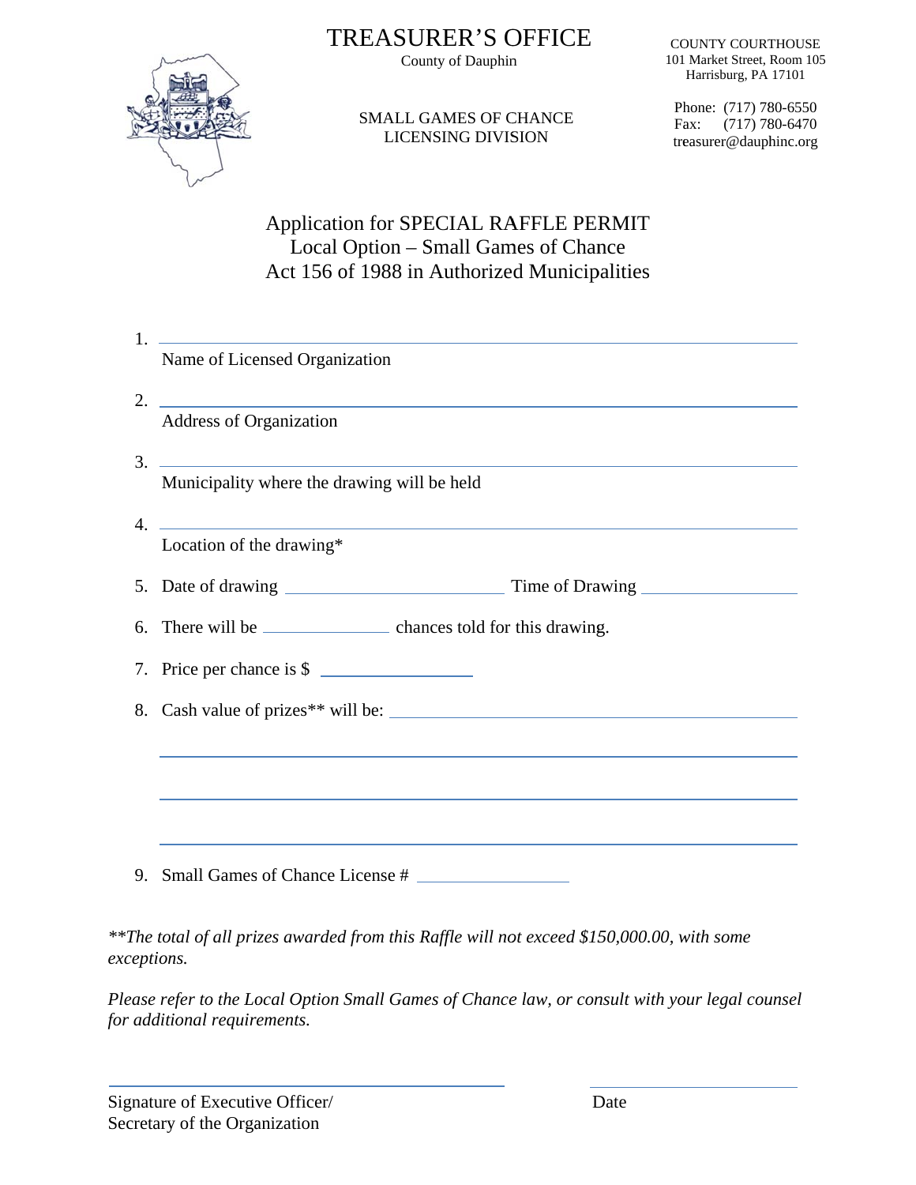# TREASURER'S OFFICE

County of Dauphin

SMALL GAMES OF CHANCE
LICENSING DIVISION

COUNTY COURTHOUSE
101 Market Street, Room 105
Harrisburg, PA 17101

Phone: (717) 780-6550
Fax: (717) 780-6470
treasurer@dauphinc.org

## Application for SPECIAL RAFFLE PERMIT
## Local Option – Small Games of Chance
## Act 156 of 1988 in Authorized Municipalities

1. ______________________________
   Name of Licensed Organization

2. ______________________________
   Address of Organization

3. ______________________________
   Municipality where the drawing will be held

4. ______________________________
   Location of the drawing*

5. Date of drawing ____________________ Time of Drawing ____________________

6. There will be ____________ chances told for this drawing.

7. Price per chance is $ ____________

8. Cash value of prizes** will be: ______________________________

   ______________________________

   ______________________________

   ______________________________

9. Small Games of Chance License # ____________

*\*\*The total of all prizes awarded from this Raffle will not exceed $150,000.00, with some exceptions.*

*Please refer to the Local Option Small Games of Chance law, or consult with your legal counsel for additional requirements.*

______________________________ ______________________________

Signature of Executive Officer/ Secretary of the Organization — Date